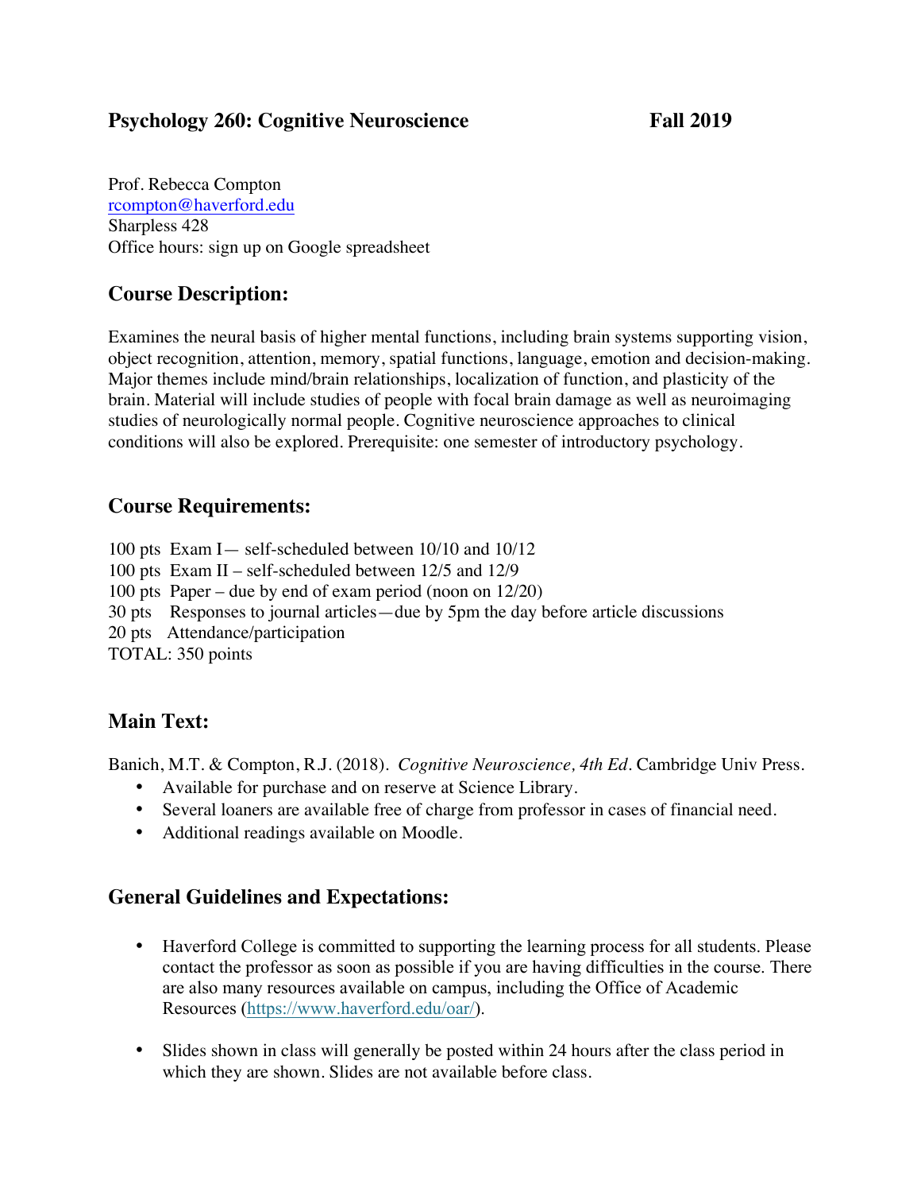# Psychology 260: Cognitive Neuroscience Fall 2019

Prof. Rebecca Compton
rcompton@haverford.edu
Sharpless 428
Office hours: sign up on Google spreadsheet

## Course Description:

Examines the neural basis of higher mental functions, including brain systems supporting vision, object recognition, attention, memory, spatial functions, language, emotion and decision-making. Major themes include mind/brain relationships, localization of function, and plasticity of the brain. Material will include studies of people with focal brain damage as well as neuroimaging studies of neurologically normal people. Cognitive neuroscience approaches to clinical conditions will also be explored. Prerequisite: one semester of introductory psychology.

## Course Requirements:

100 pts Exam I— self-scheduled between 10/10 and 10/12
100 pts Exam II – self-scheduled between 12/5 and 12/9
100 pts Paper – due by end of exam period (noon on 12/20)
30 pts Responses to journal articles—due by 5pm the day before article discussions
20 pts Attendance/participation
TOTAL: 350 points

## Main Text:

Banich, M.T. & Compton, R.J. (2018). *Cognitive Neuroscience, 4th Ed.* Cambridge Univ Press.

- Available for purchase and on reserve at Science Library.
- Several loaners are available free of charge from professor in cases of financial need.
- Additional readings available on Moodle.

## General Guidelines and Expectations:

- Haverford College is committed to supporting the learning process for all students. Please contact the professor as soon as possible if you are having difficulties in the course. There are also many resources available on campus, including the Office of Academic Resources (https://www.haverford.edu/oar/).

- Slides shown in class will generally be posted within 24 hours after the class period in which they are shown. Slides are not available before class.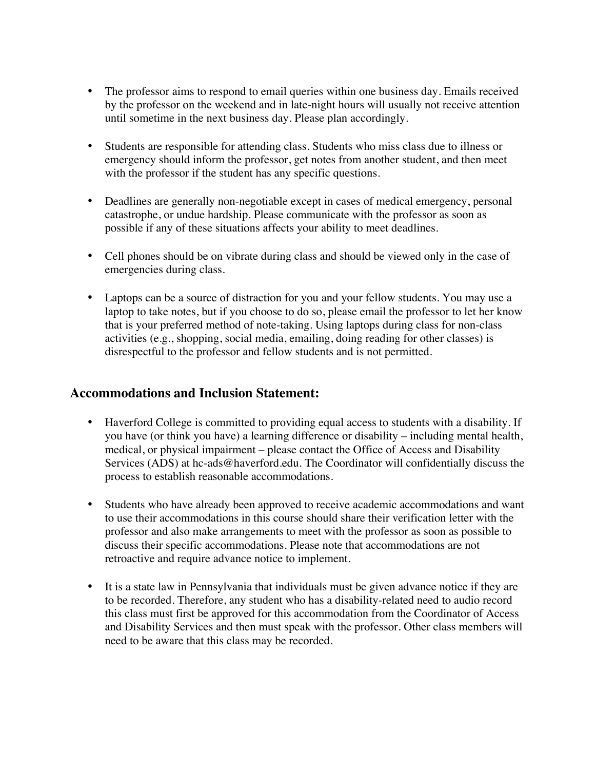- The professor aims to respond to email queries within one business day. Emails received by the professor on the weekend and in late-night hours will usually not receive attention until sometime in the next business day. Please plan accordingly.

- Students are responsible for attending class. Students who miss class due to illness or emergency should inform the professor, get notes from another student, and then meet with the professor if the student has any specific questions.

- Deadlines are generally non-negotiable except in cases of medical emergency, personal catastrophe, or undue hardship. Please communicate with the professor as soon as possible if any of these situations affects your ability to meet deadlines.

- Cell phones should be on vibrate during class and should be viewed only in the case of emergencies during class.

- Laptops can be a source of distraction for you and your fellow students. You may use a laptop to take notes, but if you choose to do so, please email the professor to let her know that is your preferred method of note-taking. Using laptops during class for non-class activities (e.g., shopping, social media, emailing, doing reading for other classes) is disrespectful to the professor and fellow students and is not permitted.

## Accommodations and Inclusion Statement:

- Haverford College is committed to providing equal access to students with a disability. If you have (or think you have) a learning difference or disability – including mental health, medical, or physical impairment – please contact the Office of Access and Disability Services (ADS) at hc-ads@haverford.edu. The Coordinator will confidentially discuss the process to establish reasonable accommodations.

- Students who have already been approved to receive academic accommodations and want to use their accommodations in this course should share their verification letter with the professor and also make arrangements to meet with the professor as soon as possible to discuss their specific accommodations. Please note that accommodations are not retroactive and require advance notice to implement.

- It is a state law in Pennsylvania that individuals must be given advance notice if they are to be recorded. Therefore, any student who has a disability-related need to audio record this class must first be approved for this accommodation from the Coordinator of Access and Disability Services and then must speak with the professor. Other class members will need to be aware that this class may be recorded.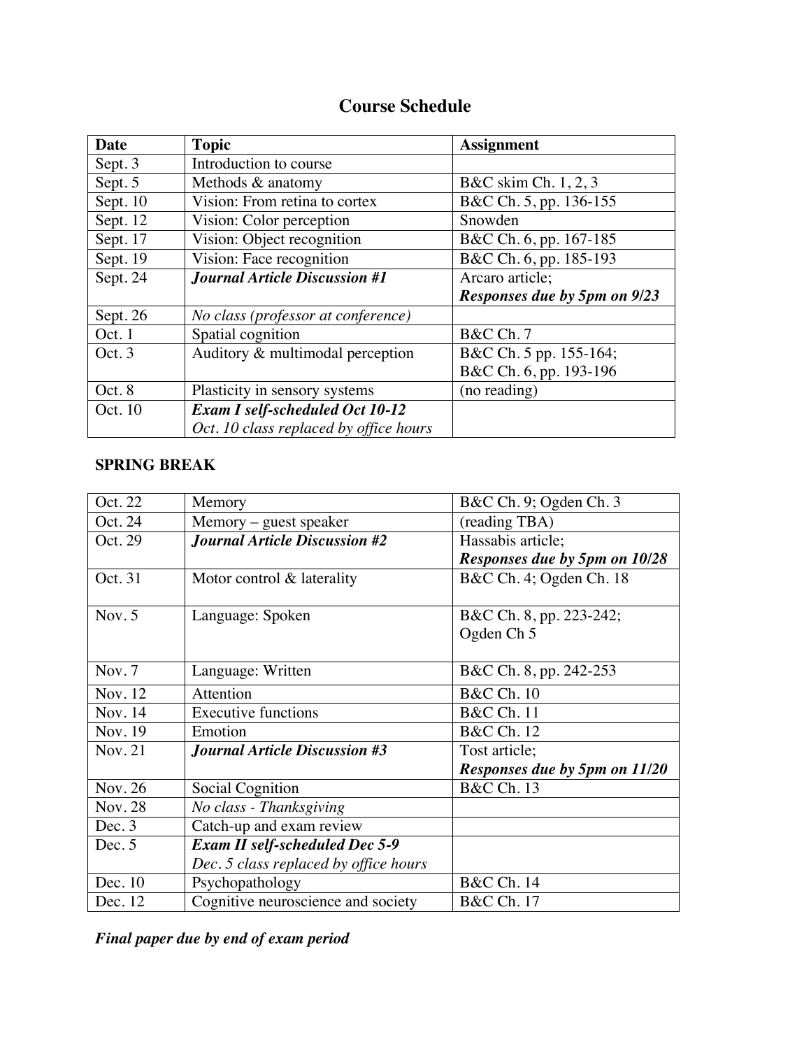# Course Schedule

| Date | Topic | Assignment |
|---|---|---|
| Sept. 3 | Introduction to course | |
| Sept. 5 | Methods & anatomy | B&C skim Ch. 1, 2, 3 |
| Sept. 10 | Vision: From retina to cortex | B&C Ch. 5, pp. 136-155 |
| Sept. 12 | Vision: Color perception | Snowden |
| Sept. 17 | Vision: Object recognition | B&C Ch. 6, pp. 167-185 |
| Sept. 19 | Vision: Face recognition | B&C Ch. 6, pp. 185-193 |
| Sept. 24 | ***Journal Article Discussion #1*** | Arcaro article; ***Responses due by 5pm on 9/23*** |
| Sept. 26 | *No class (professor at conference)* | |
| Oct. 1 | Spatial cognition | B&C Ch. 7 |
| Oct. 3 | Auditory & multimodal perception | B&C Ch. 5 pp. 155-164; B&C Ch. 6, pp. 193-196 |
| Oct. 8 | Plasticity in sensory systems | (no reading) |
| Oct. 10 | ***Exam I self-scheduled Oct 10-12*** *Oct. 10 class replaced by office hours* | |

**SPRING BREAK**

| Date | Topic | Assignment |
|---|---|---|
| Oct. 22 | Memory | B&C Ch. 9; Ogden Ch. 3 |
| Oct. 24 | Memory – guest speaker | (reading TBA) |
| Oct. 29 | ***Journal Article Discussion #2*** | Hassabis article; ***Responses due by 5pm on 10/28*** |
| Oct. 31 | Motor control & laterality | B&C Ch. 4; Ogden Ch. 18 |
| Nov. 5 | Language: Spoken | B&C Ch. 8, pp. 223-242; Ogden Ch 5 |
| Nov. 7 | Language: Written | B&C Ch. 8, pp. 242-253 |
| Nov. 12 | Attention | B&C Ch. 10 |
| Nov. 14 | Executive functions | B&C Ch. 11 |
| Nov. 19 | Emotion | B&C Ch. 12 |
| Nov. 21 | ***Journal Article Discussion #3*** | Tost article; ***Responses due by 5pm on 11/20*** |
| Nov. 26 | Social Cognition | B&C Ch. 13 |
| Nov. 28 | *No class - Thanksgiving* | |
| Dec. 3 | Catch-up and exam review | |
| Dec. 5 | ***Exam II self-scheduled Dec 5-9*** *Dec. 5 class replaced by office hours* | |
| Dec. 10 | Psychopathology | B&C Ch. 14 |
| Dec. 12 | Cognitive neuroscience and society | B&C Ch. 17 |

***Final paper due by end of exam period***